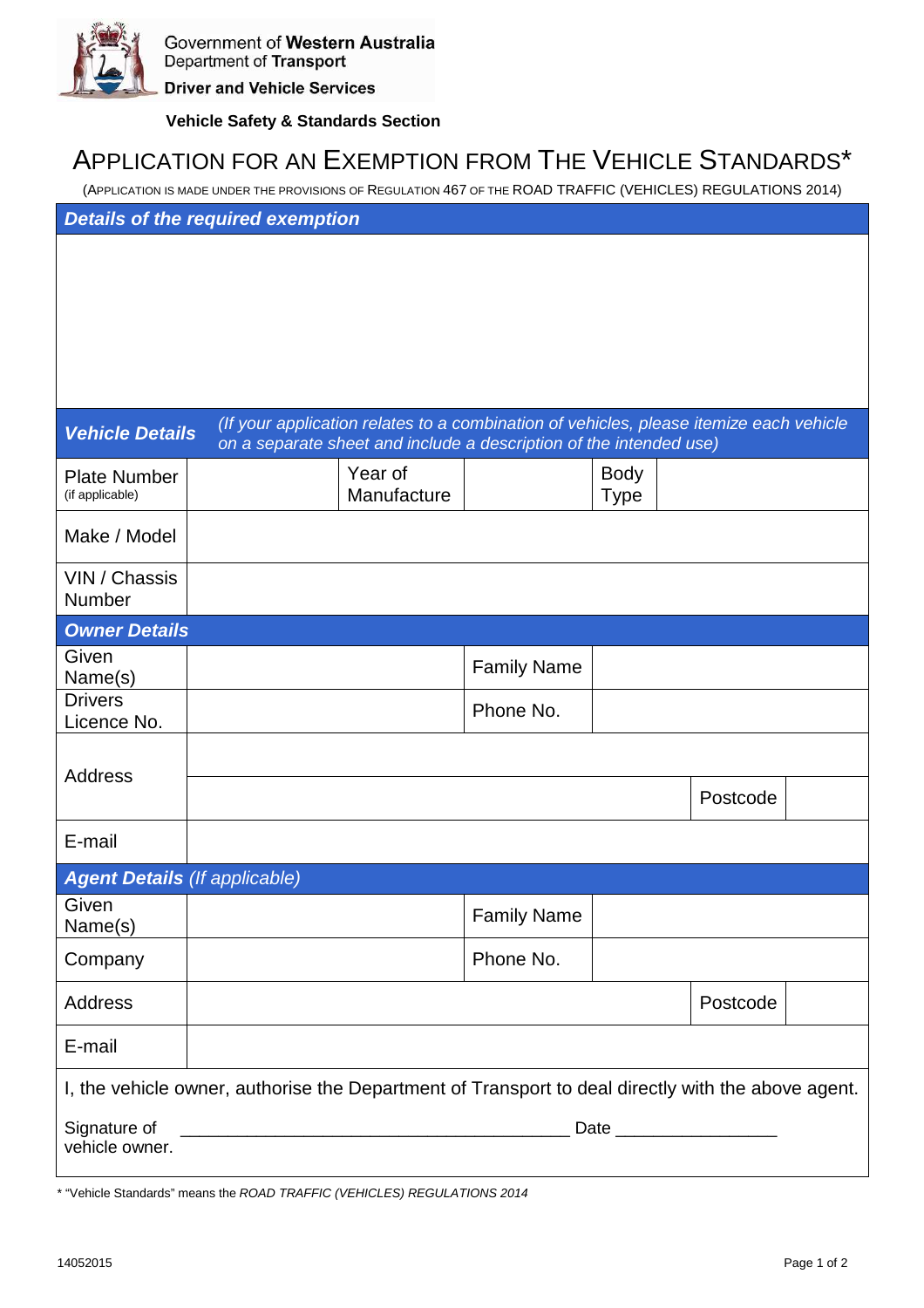Government of Western Australia
Department of Transport
**Driver and Vehicle Services**

**Vehicle Safety & Standards Section**

# APPLICATION FOR AN EXEMPTION FROM THE VEHICLE STANDARDS*

(APPLICATION IS MADE UNDER THE PROVISIONS OF REGULATION 467 OF THE ROAD TRAFFIC (VEHICLES) REGULATIONS 2014)

***Details of the required exemption***

***Vehicle Details*** *(If your application relates to a combination of vehicles, please itemize each vehicle on a separate sheet and include a description of the intended use)*

| | | | | | |
|---|---|---|---|---|---|
| Plate Number (if applicable) | | Year of Manufacture | | Body Type | |
| Make / Model | | | | | |
| VIN / Chassis Number | | | | | |

***Owner Details***

| | | | | | |
|---|---|---|---|---|---|
| Given Name(s) | | Family Name | | | |
| Drivers Licence No. | | Phone No. | | | |
| Address | | | | | |
| | | | | Postcode | |
| E-mail | | | | | |

***Agent Details*** *(If applicable)*

| | | | | | |
|---|---|---|---|---|---|
| Given Name(s) | | Family Name | | | |
| Company | | Phone No. | | | |
| Address | | | | Postcode | |
| E-mail | | | | | |

I, the vehicle owner, authorise the Department of Transport to deal directly with the above agent.

Signature of vehicle owner. ________________________________________ Date ________________

* "Vehicle Standards" means the *ROAD TRAFFIC (VEHICLES) REGULATIONS 2014*

14052015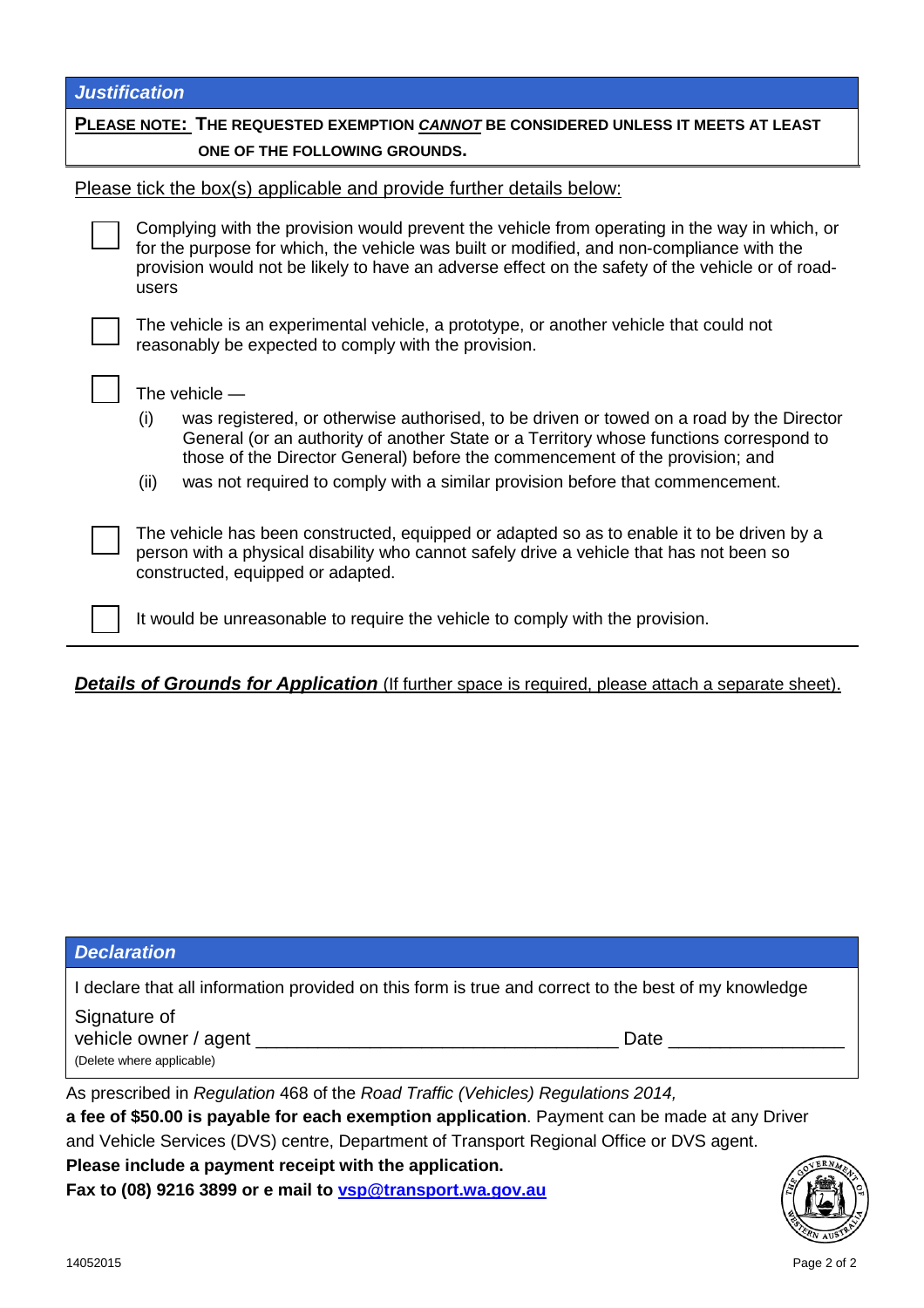## *Justification*

**PLEASE NOTE: THE REQUESTED EXEMPTION *CANNOT* BE CONSIDERED UNLESS IT MEETS AT LEAST ONE OF THE FOLLOWING GROUNDS.**

Please tick the box(es) applicable and provide further details below:

☐ Complying with the provision would prevent the vehicle from operating in the way in which, or for the purpose for which, the vehicle was built or modified, and non-compliance with the provision would not be likely to have an adverse effect on the safety of the vehicle or of road-users

☐ The vehicle is an experimental vehicle, a prototype, or another vehicle that could not reasonably be expected to comply with the provision.

☐ The vehicle —

(i) was registered, or otherwise authorised, to be driven or towed on a road by the Director General (or an authority of another State or a Territory whose functions correspond to those of the Director General) before the commencement of the provision; and

(ii) was not required to comply with a similar provision before that commencement.

☐ The vehicle has been constructed, equipped or adapted so as to enable it to be driven by a person with a physical disability who cannot safely drive a vehicle that has not been so constructed, equipped or adapted.

☐ It would be unreasonable to require the vehicle to comply with the provision.

***Details of Grounds for Application*** (If further space is required, please attach a separate sheet).

## *Declaration*

I declare that all information provided on this form is true and correct to the best of my knowledge

Signature of vehicle owner / agent ________________________________ Date ________________

(Delete where applicable)

As prescribed in *Regulation* 468 of the *Road Traffic (Vehicles) Regulations 2014,* **a fee of $50.00 is payable for each exemption application**. Payment can be made at any Driver and Vehicle Services (DVS) centre, Department of Transport Regional Office or DVS agent.

**Please include a payment receipt with the application.**

**Fax to (08) 9216 3899 or e mail to vsp@transport.wa.gov.au**

14052015